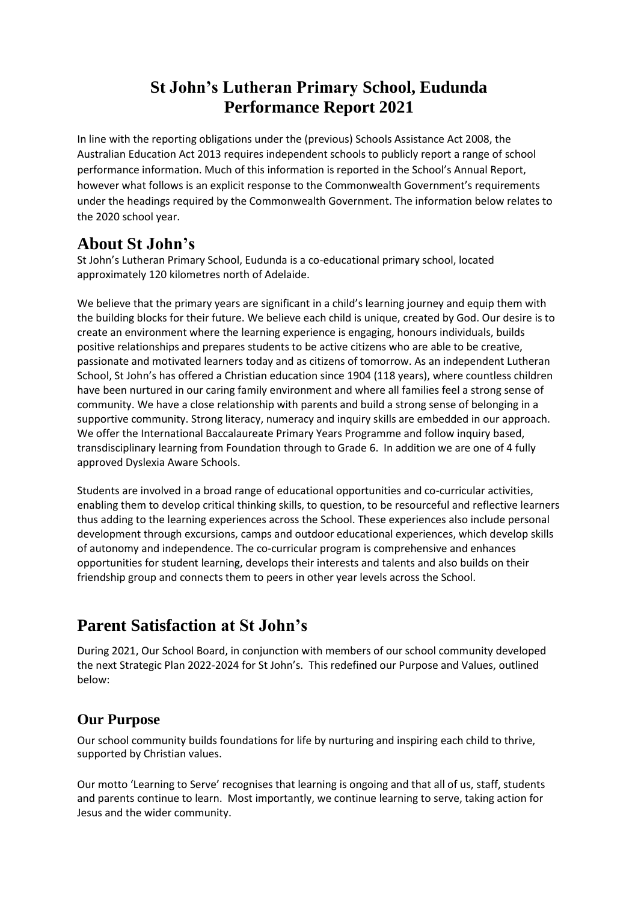# St John's Lutheran Primary School, Eudunda
# Performance Report 2021

In line with the reporting obligations under the (previous) Schools Assistance Act 2008, the Australian Education Act 2013 requires independent schools to publicly report a range of school performance information. Much of this information is reported in the School's Annual Report, however what follows is an explicit response to the Commonwealth Government's requirements under the headings required by the Commonwealth Government. The information below relates to the 2020 school year.

## About St John's

St John's Lutheran Primary School, Eudunda is a co-educational primary school, located approximately 120 kilometres north of Adelaide.

We believe that the primary years are significant in a child's learning journey and equip them with the building blocks for their future. We believe each child is unique, created by God. Our desire is to create an environment where the learning experience is engaging, honours individuals, builds positive relationships and prepares students to be active citizens who are able to be creative, passionate and motivated learners today and as citizens of tomorrow. As an independent Lutheran School, St John's has offered a Christian education since 1904 (118 years), where countless children have been nurtured in our caring family environment and where all families feel a strong sense of community. We have a close relationship with parents and build a strong sense of belonging in a supportive community. Strong literacy, numeracy and inquiry skills are embedded in our approach. We offer the International Baccalaureate Primary Years Programme and follow inquiry based, transdisciplinary learning from Foundation through to Grade 6. In addition we are one of 4 fully approved Dyslexia Aware Schools.

Students are involved in a broad range of educational opportunities and co-curricular activities, enabling them to develop critical thinking skills, to question, to be resourceful and reflective learners thus adding to the learning experiences across the School. These experiences also include personal development through excursions, camps and outdoor educational experiences, which develop skills of autonomy and independence. The co-curricular program is comprehensive and enhances opportunities for student learning, develops their interests and talents and also builds on their friendship group and connects them to peers in other year levels across the School.

## Parent Satisfaction at St John's

During 2021, Our School Board, in conjunction with members of our school community developed the next Strategic Plan 2022-2024 for St John's. This redefined our Purpose and Values, outlined below:

### Our Purpose

Our school community builds foundations for life by nurturing and inspiring each child to thrive, supported by Christian values.

Our motto 'Learning to Serve' recognises that learning is ongoing and that all of us, staff, students and parents continue to learn. Most importantly, we continue learning to serve, taking action for Jesus and the wider community.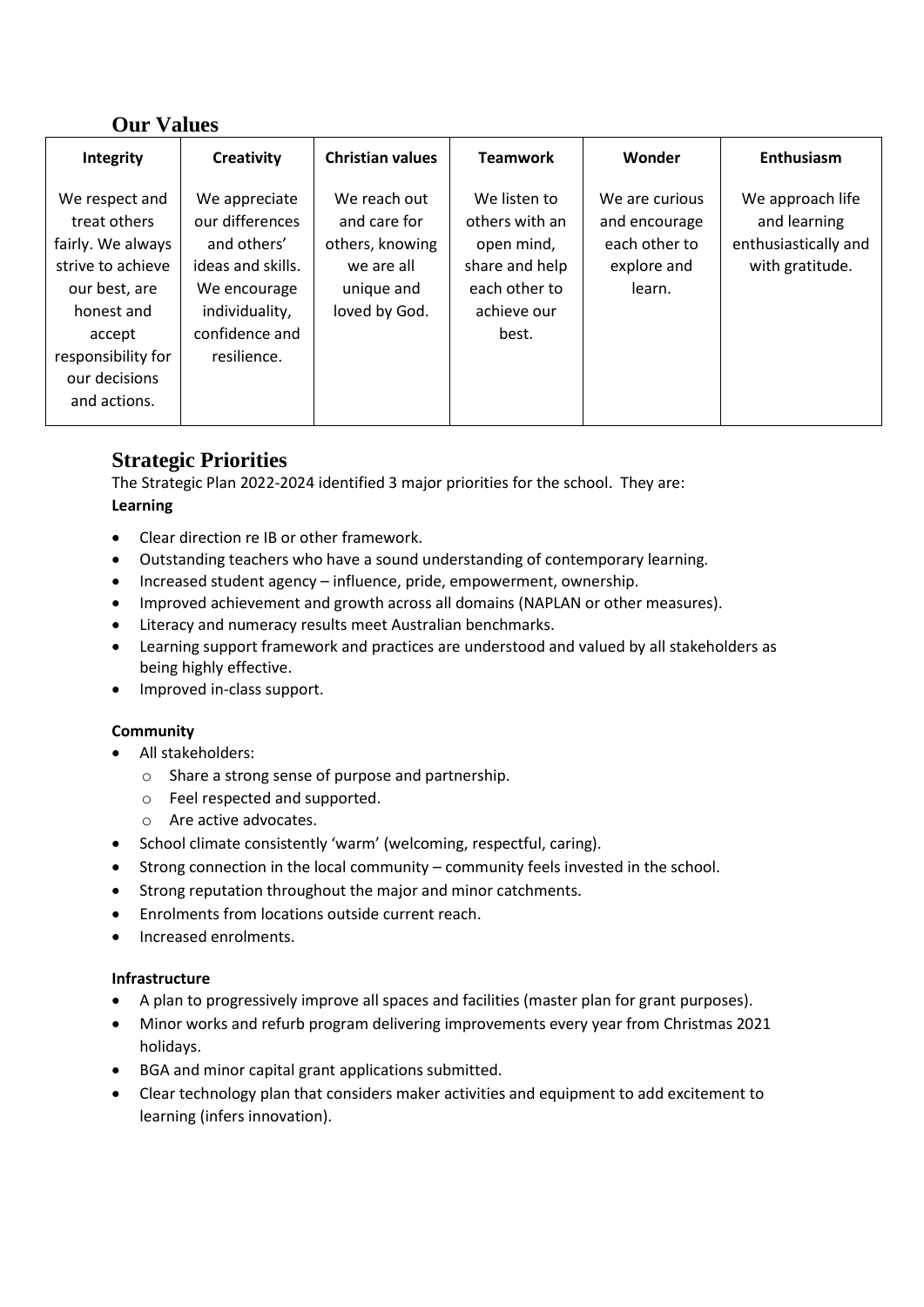## Our Values

| Integrity | Creativity | Christian values | Teamwork | Wonder | Enthusiasm |
|---|---|---|---|---|---|
| We respect and treat others fairly. We always strive to achieve our best, are honest and accept responsibility for our decisions and actions. | We appreciate our differences and others' ideas and skills. We encourage individuality, confidence and resilience. | We reach out and care for others, knowing we are all unique and loved by God. | We listen to others with an open mind, share and help each other to achieve our best. | We are curious and encourage each other to explore and learn. | We approach life and learning enthusiastically and with gratitude. |

## Strategic Priorities

The Strategic Plan 2022-2024 identified 3 major priorities for the school. They are:

**Learning**

- Clear direction re IB or other framework.
- Outstanding teachers who have a sound understanding of contemporary learning.
- Increased student agency – influence, pride, empowerment, ownership.
- Improved achievement and growth across all domains (NAPLAN or other measures).
- Literacy and numeracy results meet Australian benchmarks.
- Learning support framework and practices are understood and valued by all stakeholders as being highly effective.
- Improved in-class support.

**Community**

- All stakeholders:
  - Share a strong sense of purpose and partnership.
  - Feel respected and supported.
  - Are active advocates.
- School climate consistently 'warm' (welcoming, respectful, caring).
- Strong connection in the local community – community feels invested in the school.
- Strong reputation throughout the major and minor catchments.
- Enrolments from locations outside current reach.
- Increased enrolments.

**Infrastructure**

- A plan to progressively improve all spaces and facilities (master plan for grant purposes).
- Minor works and refurb program delivering improvements every year from Christmas 2021 holidays.
- BGA and minor capital grant applications submitted.
- Clear technology plan that considers maker activities and equipment to add excitement to learning (infers innovation).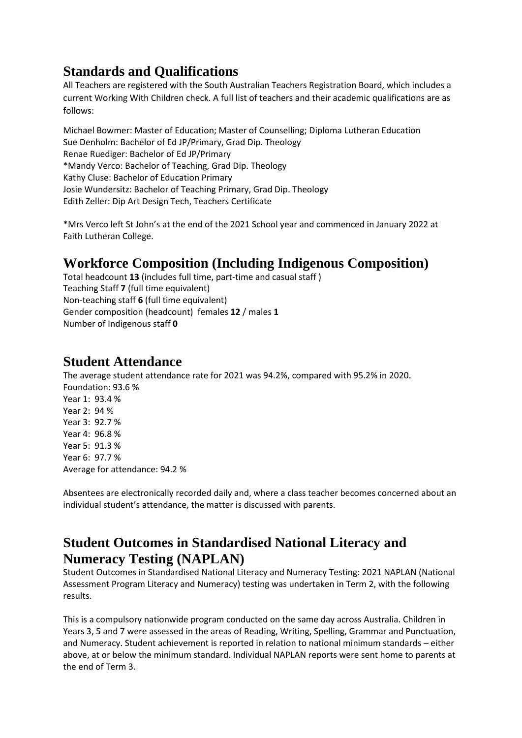## Standards and Qualifications

All Teachers are registered with the South Australian Teachers Registration Board, which includes a current Working With Children check. A full list of teachers and their academic qualifications are as follows:

Michael Bowmer: Master of Education; Master of Counselling; Diploma Lutheran Education
Sue Denholm: Bachelor of Ed JP/Primary, Grad Dip. Theology
Renae Ruediger: Bachelor of Ed JP/Primary
*Mandy Verco: Bachelor of Teaching, Grad Dip. Theology
Kathy Cluse: Bachelor of Education Primary
Josie Wundersitz: Bachelor of Teaching Primary, Grad Dip. Theology
Edith Zeller: Dip Art Design Tech, Teachers Certificate

*Mrs Verco left St John's at the end of the 2021 School year and commenced in January 2022 at Faith Lutheran College.

## Workforce Composition (Including Indigenous Composition)

Total headcount **13** (includes full time, part-time and casual staff )
Teaching Staff **7** (full time equivalent)
Non-teaching staff **6** (full time equivalent)
Gender composition (headcount) females **12** / males **1**
Number of Indigenous staff **0**

## Student Attendance

The average student attendance rate for 2021 was 94.2%, compared with 95.2% in 2020.
Foundation: 93.6 %
Year 1: 93.4 %
Year 2: 94 %
Year 3: 92.7 %
Year 4: 96.8 %
Year 5: 91.3 %
Year 6: 97.7 %
Average for attendance: 94.2 %

Absentees are electronically recorded daily and, where a class teacher becomes concerned about an individual student's attendance, the matter is discussed with parents.

## Student Outcomes in Standardised National Literacy and Numeracy Testing (NAPLAN)

Student Outcomes in Standardised National Literacy and Numeracy Testing: 2021 NAPLAN (National Assessment Program Literacy and Numeracy) testing was undertaken in Term 2, with the following results.

This is a compulsory nationwide program conducted on the same day across Australia. Children in Years 3, 5 and 7 were assessed in the areas of Reading, Writing, Spelling, Grammar and Punctuation, and Numeracy. Student achievement is reported in relation to national minimum standards – either above, at or below the minimum standard. Individual NAPLAN reports were sent home to parents at the end of Term 3.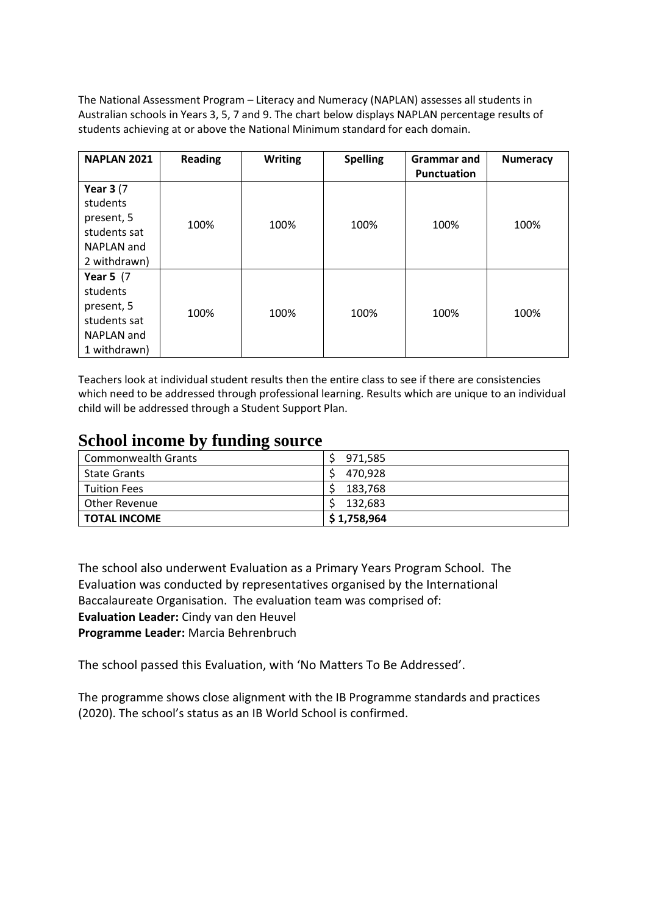The National Assessment Program – Literacy and Numeracy (NAPLAN) assesses all students in Australian schools in Years 3, 5, 7 and 9. The chart below displays NAPLAN percentage results of students achieving at or above the National Minimum standard for each domain.

| NAPLAN 2021 | Reading | Writing | Spelling | Grammar and Punctuation | Numeracy |
|---|---|---|---|---|---|
| **Year 3** (7 students present, 5 students sat NAPLAN and 2 withdrawn) | 100% | 100% | 100% | 100% | 100% |
| **Year 5** (7 students present, 5 students sat NAPLAN and 1 withdrawn) | 100% | 100% | 100% | 100% | 100% |

Teachers look at individual student results then the entire class to see if there are consistencies which need to be addressed through professional learning. Results which are unique to an individual child will be addressed through a Student Support Plan.

## School income by funding source

| | |
|---|---|
| Commonwealth Grants | $ 971,585 |
| State Grants | $ 470,928 |
| Tuition Fees | $ 183,768 |
| Other Revenue | $ 132,683 |
| **TOTAL INCOME** | **$ 1,758,964** |

The school also underwent Evaluation as a Primary Years Program School. The Evaluation was conducted by representatives organised by the International Baccalaureate Organisation. The evaluation team was comprised of:
**Evaluation Leader:** Cindy van den Heuvel
**Programme Leader:** Marcia Behrenbruch

The school passed this Evaluation, with 'No Matters To Be Addressed'.

The programme shows close alignment with the IB Programme standards and practices (2020). The school's status as an IB World School is confirmed.